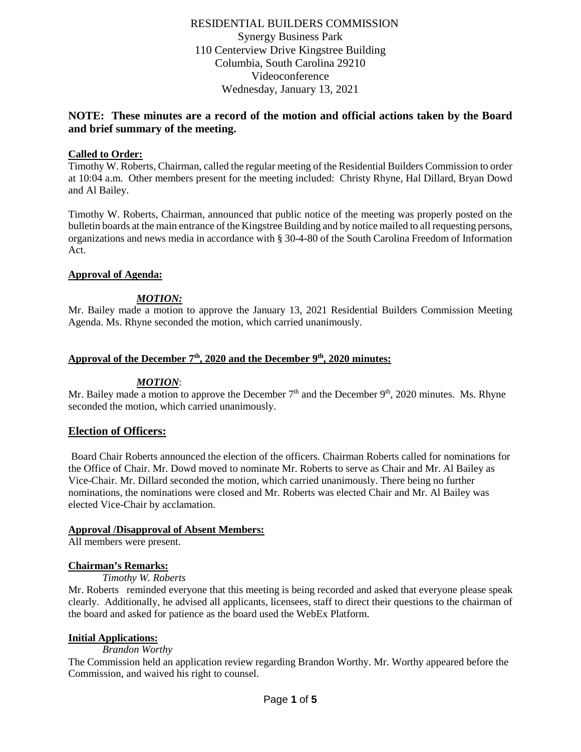RESIDENTIAL BUILDERS COMMISSION
Synergy Business Park
110 Centerview Drive Kingstree Building
Columbia, South Carolina 29210
Videoconference
Wednesday, January 13, 2021

**NOTE: These minutes are a record of the motion and official actions taken by the Board and brief summary of the meeting.**

**Called to Order:**

Timothy W. Roberts, Chairman, called the regular meeting of the Residential Builders Commission to order at 10:04 a.m. Other members present for the meeting included: Christy Rhyne, Hal Dillard, Bryan Dowd and Al Bailey.

Timothy W. Roberts, Chairman, announced that public notice of the meeting was properly posted on the bulletin boards at the main entrance of the Kingstree Building and by notice mailed to all requesting persons, organizations and news media in accordance with § 30-4-80 of the South Carolina Freedom of Information Act.

**Approval of Agenda:**

***MOTION:***

Mr. Bailey made a motion to approve the January 13, 2021 Residential Builders Commission Meeting Agenda. Ms. Rhyne seconded the motion, which carried unanimously.

**Approval of the December 7th, 2020 and the December 9th, 2020 minutes:**

***MOTION***:

Mr. Bailey made a motion to approve the December 7th and the December 9th, 2020 minutes. Ms. Rhyne seconded the motion, which carried unanimously.

## Election of Officers:

Board Chair Roberts announced the election of the officers. Chairman Roberts called for nominations for the Office of Chair. Mr. Dowd moved to nominate Mr. Roberts to serve as Chair and Mr. Al Bailey as Vice-Chair. Mr. Dillard seconded the motion, which carried unanimously. There being no further nominations, the nominations were closed and Mr. Roberts was elected Chair and Mr. Al Bailey was elected Vice-Chair by acclamation.

**Approval /Disapproval of Absent Members:**

All members were present.

**Chairman's Remarks:**

*Timothy W. Roberts*

Mr. Roberts reminded everyone that this meeting is being recorded and asked that everyone please speak clearly. Additionally, he advised all applicants, licensees, staff to direct their questions to the chairman of the board and asked for patience as the board used the WebEx Platform.

**Initial Applications:**

*Brandon Worthy*

The Commission held an application review regarding Brandon Worthy. Mr. Worthy appeared before the Commission, and waived his right to counsel.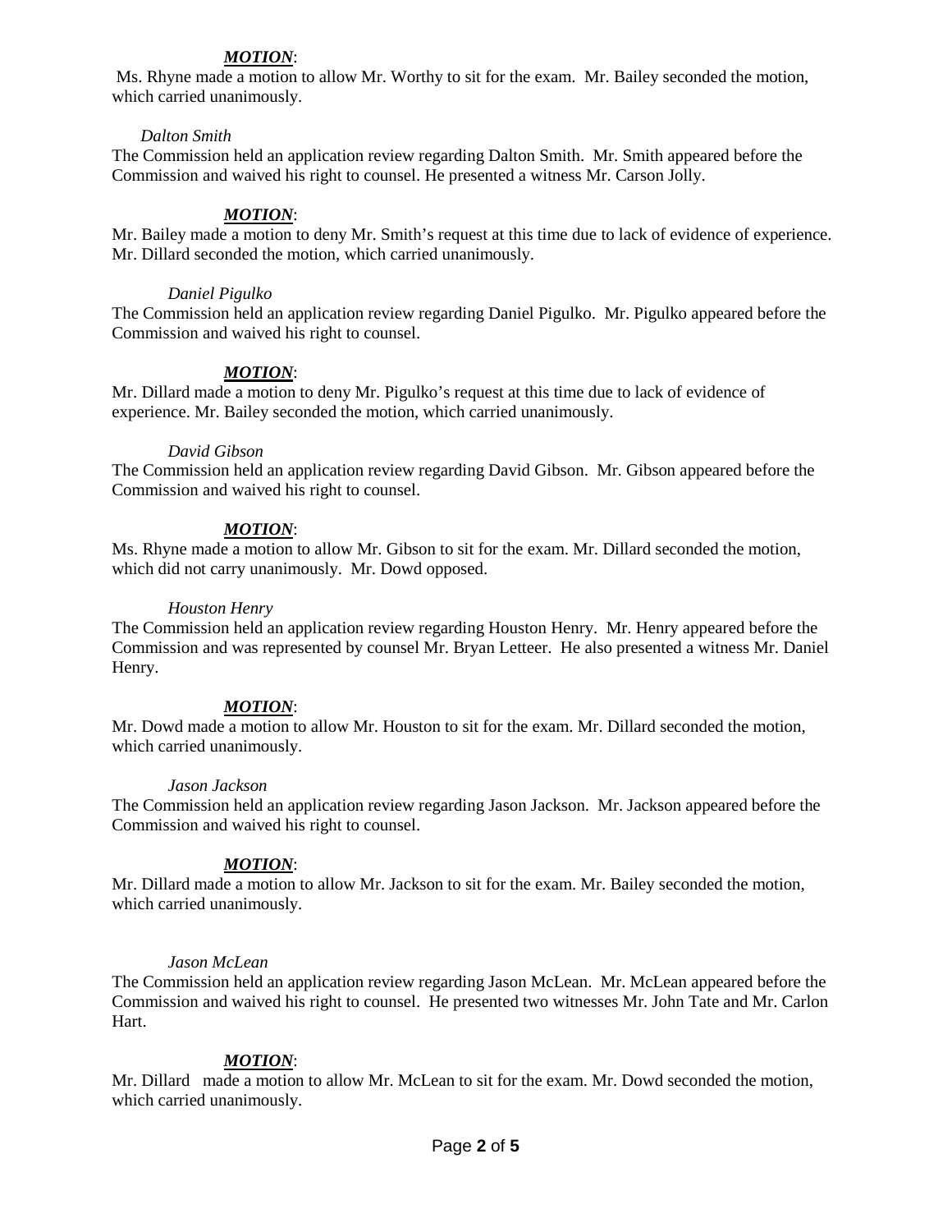***MOTION***:
Ms. Rhyne made a motion to allow Mr. Worthy to sit for the exam. Mr. Bailey seconded the motion, which carried unanimously.

*Dalton Smith*

The Commission held an application review regarding Dalton Smith. Mr. Smith appeared before the Commission and waived his right to counsel. He presented a witness Mr. Carson Jolly.

***MOTION***:
Mr. Bailey made a motion to deny Mr. Smith's request at this time due to lack of evidence of experience. Mr. Dillard seconded the motion, which carried unanimously.

*Daniel Pigulko*

The Commission held an application review regarding Daniel Pigulko. Mr. Pigulko appeared before the Commission and waived his right to counsel.

***MOTION***:
Mr. Dillard made a motion to deny Mr. Pigulko's request at this time due to lack of evidence of experience. Mr. Bailey seconded the motion, which carried unanimously.

*David Gibson*

The Commission held an application review regarding David Gibson. Mr. Gibson appeared before the Commission and waived his right to counsel.

***MOTION***:
Ms. Rhyne made a motion to allow Mr. Gibson to sit for the exam. Mr. Dillard seconded the motion, which did not carry unanimously. Mr. Dowd opposed.

*Houston Henry*

The Commission held an application review regarding Houston Henry. Mr. Henry appeared before the Commission and was represented by counsel Mr. Bryan Letteer. He also presented a witness Mr. Daniel Henry.

***MOTION***:
Mr. Dowd made a motion to allow Mr. Houston to sit for the exam. Mr. Dillard seconded the motion, which carried unanimously.

*Jason Jackson*

The Commission held an application review regarding Jason Jackson. Mr. Jackson appeared before the Commission and waived his right to counsel.

***MOTION***:
Mr. Dillard made a motion to allow Mr. Jackson to sit for the exam. Mr. Bailey seconded the motion, which carried unanimously.

*Jason McLean*

The Commission held an application review regarding Jason McLean. Mr. McLean appeared before the Commission and waived his right to counsel. He presented two witnesses Mr. John Tate and Mr. Carlon Hart.

***MOTION***:
Mr. Dillard made a motion to allow Mr. McLean to sit for the exam. Mr. Dowd seconded the motion, which carried unanimously.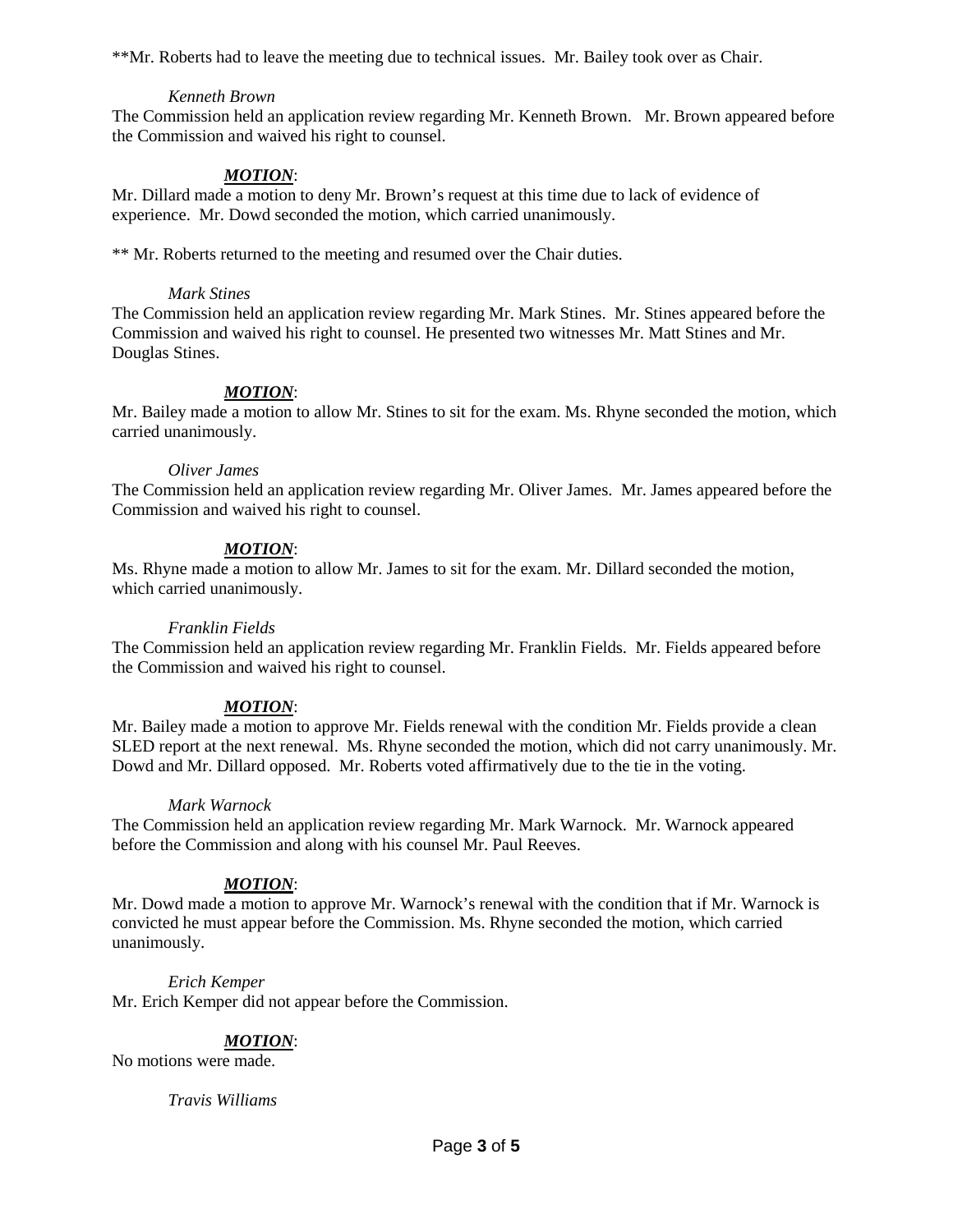**Mr. Roberts had to leave the meeting due to technical issues. Mr. Bailey took over as Chair.

*Kenneth Brown*

The Commission held an application review regarding Mr. Kenneth Brown. Mr. Brown appeared before the Commission and waived his right to counsel.

***MOTION***:

Mr. Dillard made a motion to deny Mr. Brown's request at this time due to lack of evidence of experience. Mr. Dowd seconded the motion, which carried unanimously.

** Mr. Roberts returned to the meeting and resumed over the Chair duties.

*Mark Stines*

The Commission held an application review regarding Mr. Mark Stines. Mr. Stines appeared before the Commission and waived his right to counsel. He presented two witnesses Mr. Matt Stines and Mr. Douglas Stines.

***MOTION***:

Mr. Bailey made a motion to allow Mr. Stines to sit for the exam. Ms. Rhyne seconded the motion, which carried unanimously.

*Oliver James*

The Commission held an application review regarding Mr. Oliver James. Mr. James appeared before the Commission and waived his right to counsel.

***MOTION***:

Ms. Rhyne made a motion to allow Mr. James to sit for the exam. Mr. Dillard seconded the motion, which carried unanimously.

*Franklin Fields*

The Commission held an application review regarding Mr. Franklin Fields. Mr. Fields appeared before the Commission and waived his right to counsel.

***MOTION***:

Mr. Bailey made a motion to approve Mr. Fields renewal with the condition Mr. Fields provide a clean SLED report at the next renewal. Ms. Rhyne seconded the motion, which did not carry unanimously. Mr. Dowd and Mr. Dillard opposed. Mr. Roberts voted affirmatively due to the tie in the voting.

*Mark Warnock*

The Commission held an application review regarding Mr. Mark Warnock. Mr. Warnock appeared before the Commission and along with his counsel Mr. Paul Reeves.

***MOTION***:

Mr. Dowd made a motion to approve Mr. Warnock's renewal with the condition that if Mr. Warnock is convicted he must appear before the Commission. Ms. Rhyne seconded the motion, which carried unanimously.

*Erich Kemper*

Mr. Erich Kemper did not appear before the Commission.

***MOTION***:

No motions were made.

*Travis Williams*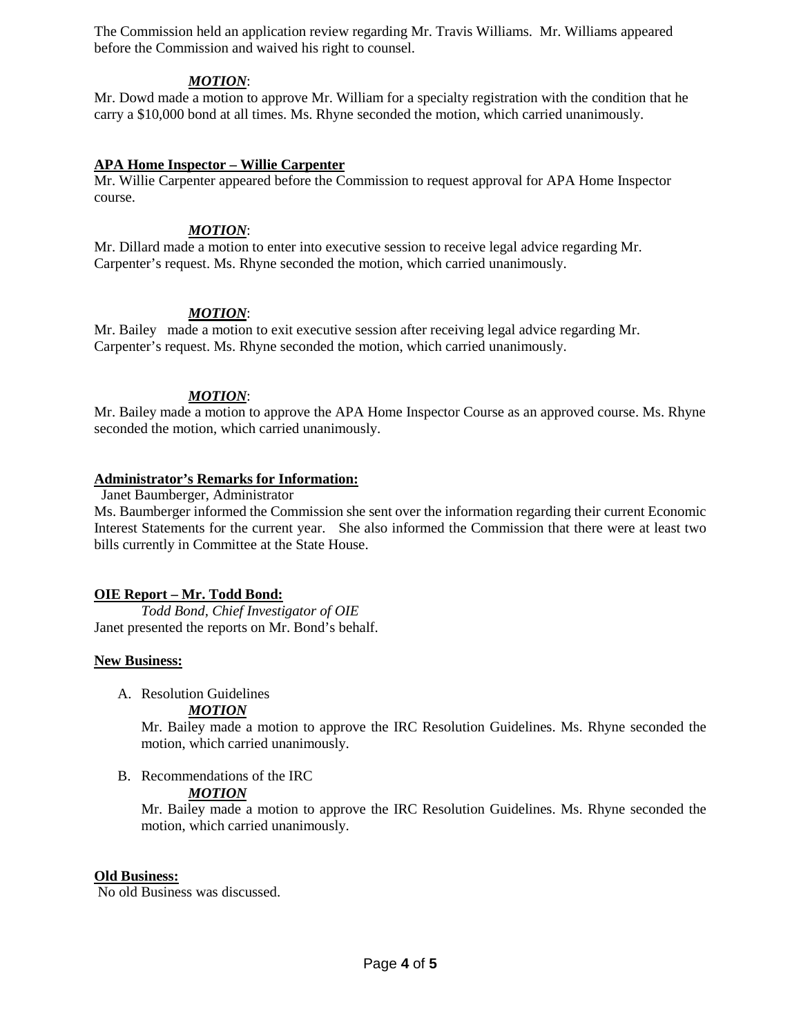The Commission held an application review regarding Mr. Travis Williams. Mr. Williams appeared before the Commission and waived his right to counsel.

***MOTION***:

Mr. Dowd made a motion to approve Mr. William for a specialty registration with the condition that he carry a $10,000 bond at all times. Ms. Rhyne seconded the motion, which carried unanimously.

**APA Home Inspector – Willie Carpenter**

Mr. Willie Carpenter appeared before the Commission to request approval for APA Home Inspector course.

***MOTION***:

Mr. Dillard made a motion to enter into executive session to receive legal advice regarding Mr. Carpenter's request. Ms. Rhyne seconded the motion, which carried unanimously.

***MOTION***:

Mr. Bailey made a motion to exit executive session after receiving legal advice regarding Mr. Carpenter's request. Ms. Rhyne seconded the motion, which carried unanimously.

***MOTION***:

Mr. Bailey made a motion to approve the APA Home Inspector Course as an approved course. Ms. Rhyne seconded the motion, which carried unanimously.

**Administrator's Remarks for Information:**

Janet Baumberger, Administrator

Ms. Baumberger informed the Commission she sent over the information regarding their current Economic Interest Statements for the current year. She also informed the Commission that there were at least two bills currently in Committee at the State House.

**OIE Report – Mr. Todd Bond:**

*Todd Bond, Chief Investigator of OIE*

Janet presented the reports on Mr. Bond's behalf.

**New Business:**

A. Resolution Guidelines

   ***MOTION***

   Mr. Bailey made a motion to approve the IRC Resolution Guidelines. Ms. Rhyne seconded the motion, which carried unanimously.

B. Recommendations of the IRC

   ***MOTION***

   Mr. Bailey made a motion to approve the IRC Resolution Guidelines. Ms. Rhyne seconded the motion, which carried unanimously.

**Old Business:**

No old Business was discussed.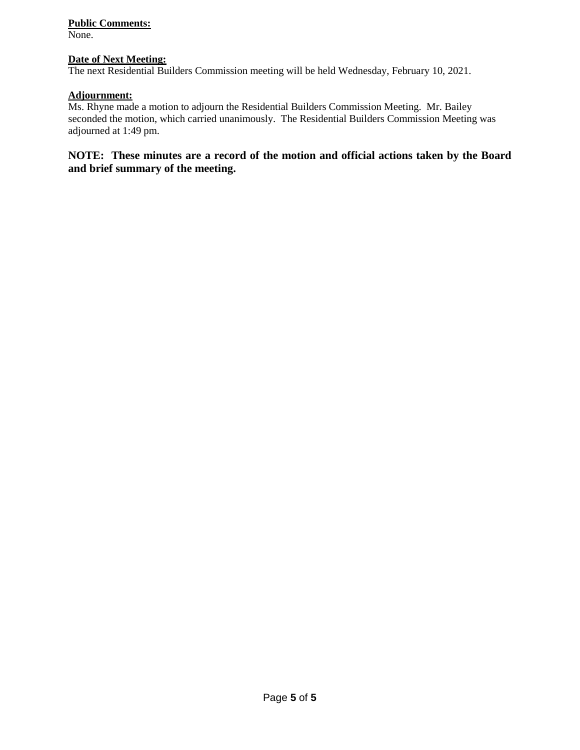**Public Comments:**
None.

**Date of Next Meeting:**
The next Residential Builders Commission meeting will be held Wednesday, February 10, 2021.

**Adjournment:**
Ms. Rhyne made a motion to adjourn the Residential Builders Commission Meeting. Mr. Bailey seconded the motion, which carried unanimously. The Residential Builders Commission Meeting was adjourned at 1:49 pm.

**NOTE: These minutes are a record of the motion and official actions taken by the Board and brief summary of the meeting.**